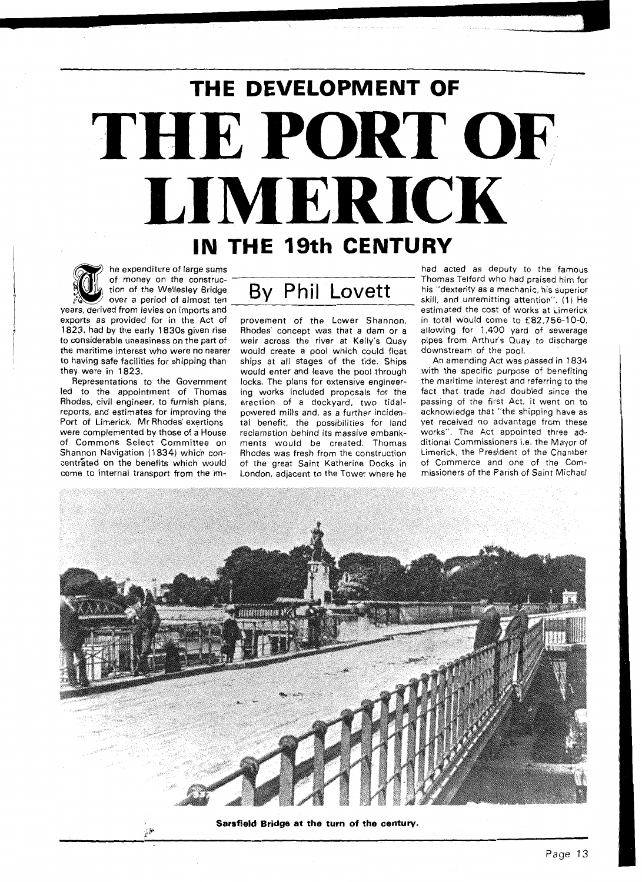# THE DEVELOPMENT OF THE PORT OF LIMERICK IN THE 19th CENTURY

## By Phil Lovett

The expenditure of large sums of money on the construction of the Wellesley Bridge over a period of almost ten years, derived from levies on imports and exports as provided for in the Act of 1823, had by the early 1830s given rise to considerable uneasiness on the part of the maritime interest who were no nearer to having safe facilities for shipping than they were in 1823.

Representations to the Government led to the appointment of Thomas Rhodes, civil engineer, to furnish plans, reports, and estimates for improving the Port of Limerick. Mr Rhodes' exertions were complemented by those of a House of Commons Select Committee on Shannon Navigation (1834) which concentrated on the benefits which would come to internal transport from the improvement of the Lower Shannon. Rhodes' concept was that a dam or a weir across the river at Kelly's Quay would create a pool which could float ships at all stages of the tide. Ships would enter and leave the pool through locks. The plans for extensive engineering works included proposals for the erection of a dockyard, two tidal-powered mills and, as a further incidental benefit, the possibilities for land reclamation behind its massive embankments would be created. Thomas Rhodes was fresh from the construction of the great Saint Katherine Docks in London, adjacent to the Tower where he had acted as deputy to the famous Thomas Telford who had praised him for his "dexterity as a mechanic, his superior skill, and unremitting attention". (1) He estimated the cost of works at Limerick in total would come to £82,756-10-0, allowing for 1,400 yard of sewerage pipes from Arthur's Quay to discharge downstream of the pool.

An amending Act was passed in 1834 with the specific purpose of benefiting the maritime interest and referring to the fact that trade had doubled since the passing of the first Act, it went on to acknowledge that "the shipping have as yet received no advantage from these works". The Act appointed three additional Commissioners i.e. the Mayor of Limerick, the President of the Chamber of Commerce and one of the Commissioners of the Parish of Saint Michael

**Sarsfield Bridge at the turn of the century.**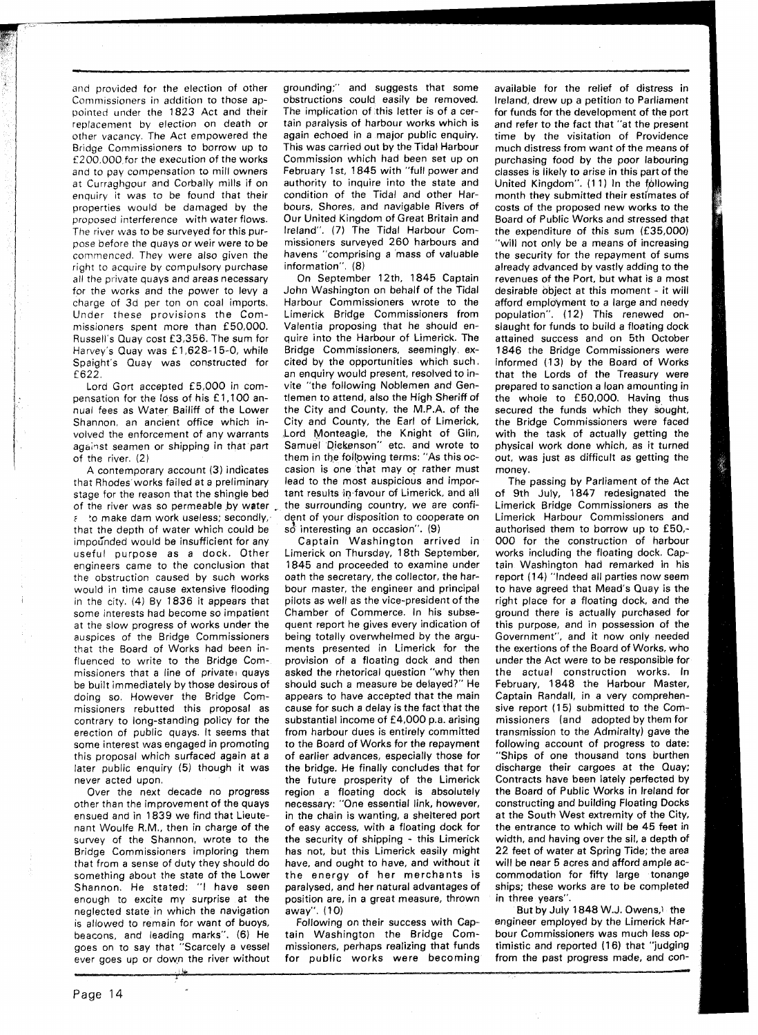and provided for the election of other Commissioners in addition to those appointed under the 1823 Act and their replacement by election on death or other vacancy. The Act empowered the Bridge Commissioners to borrow up to £200,000 for the execution of the works and to pay compensation to mill owners at Curraghgour and Corbally mills if on enquiry it was to be found that their properties would be damaged by the proposed interference with water flows. The river was to be surveyed for this purpose before the quays or weir were to be commenced. They were also given the right to acquire by compulsory purchase all the private quays and areas necessary for the works and the power to levy a charge of 3d per ton on coal imports. Under these provisions the Commissioners spent more than £50,000. Russell's Quay cost £3,356. The sum for Harvey's Quay was £1,628-15-0, while Spaight's Quay was constructed for £622.

Lord Gort accepted £5,000 in compensation for the loss of his £1,100 annual fees as Water Bailiff of the Lower Shannon, an ancient office which involved the enforcement of any warrants against seamen or shipping in that part of the river. (2)

A contemporary account (3) indicates that Rhodes works failed at a preliminary stage for the reason that the shingle bed of the river was so permeable by water as to make dam work useless; secondly, that the depth of water which could be impounded would be insufficient for any useful purpose as a dock. Other engineers came to the conclusion that the obstruction caused by such works would in time cause extensive flooding in the city. (4) By 1836 it appears that some interests had become so impatient at the slow progress of works under the auspices of the Bridge Commissioners that the Board of Works had been influenced to write to the Bridge Commissioners that a line of private quays be built immediately by those desirous of doing so. However the Bridge Commissioners rebutted this proposal as contrary to long-standing policy for the erection of public quays. It seems that some interest was engaged in promoting this proposal which surfaced again at a later public enquiry (5) though it was never acted upon.

Over the next decade no progress other than the improvement of the quays ensued and in 1839 we find that Lieutenant Woulfe R.M., then in charge of the survey of the Shannon, wrote to the Bridge Commissioners imploring them that from a sense of duty they should do something about the state of the Lower Shannon. He stated: "I have seen enough to excite my surprise at the neglected state in which the navigation is allowed to remain for want of buoys, beacons, and leading marks". (6) He goes on to say that "Scarcely a vessel ever goes up or down the river without grounding;" and suggests that some obstructions could easily be removed. The implication of this letter is of a certain paralysis of harbour works which is again echoed in a major public enquiry. This was carried out by the Tidal Harbour Commission which had been set up on February 1st, 1845 with "full power and authority to inquire into the state and condition of the Tidal and other Harbours, Shores, and navigable Rivers of Our United Kingdom of Great Britain and Ireland". (7) The Tidal Harbour Commissioners surveyed 260 harbours and havens "comprising a mass of valuable information". (8)

On September 12th, 1845 Captain John Washington on behalf of the Tidal Harbour Commissioners wrote to the Limerick Bridge Commissioners from Valentia proposing that he should enquire into the Harbour of Limerick. The Bridge Commissioners, seemingly excited by the opportunities which such an enquiry would present, resolved to invite "the following Noblemen and Gentlemen to attend, also the High Sheriff of the City and County, the M.P.A. of the City and County, the Earl of Limerick, Lord Monteagle, the Knight of Glin, Samuel Dickenson" etc. and wrote to them in the following terms: "As this occasion is one that may or rather must lead to the most auspicious and important results in favour of Limerick, and all the surrounding country, we are confident of your disposition to cooperate on so interesting an occasion". (9)

Captain Washington arrived in Limerick on Thursday, 18th September, 1845 and proceeded to examine under oath the secretary, the collector, the harbour master, the engineer and principal pilots as well as the vice-president of the Chamber of Commerce. In his subsequent report he gives every indication of being totally overwhelmed by the arguments presented in Limerick for the provision of a floating dock and then asked the rhetorical question "why then should such a measure be delayed?" He appears to have accepted that the main cause for such a delay is the fact that the substantial income of £4,000 p.a. arising from harbour dues is entirely committed to the Board of Works for the repayment of earlier advances, especially those for the bridge. He finally concludes that for the future prosperity of the Limerick region a floating dock is absolutely necessary: "One essential link, however, in the chain is wanting, a sheltered port of easy access, with a floating dock for the security of shipping - this Limerick has not, but this Limerick easily might have, and ought to have, and without it the energy of her merchants is paralysed, and her natural advantages of position are, in a great measure, thrown away". (10)

Following on their success with Captain Washington the Bridge Commissioners, perhaps realizing that funds for public works were becoming available for the relief of distress in Ireland, drew up a petition to Parliament for funds for the development of the port and refer to the fact that "at the present time by the visitation of Providence much distress from want of the means of purchasing food by the poor labouring classes is likely to arise in this part of the United Kingdom". (11) In the following month they submitted their estimates of costs of the proposed new works to the Board of Public Works and stressed that the expenditure of this sum (£35,000) "will not only be a means of increasing the security for the repayment of sums already advanced by vastly adding to the revenues of the Port, but what is a most desirable object at this moment - it will afford employment to a large and needy population". (12) This renewed onslaught for funds to build a floating dock attained success and on 5th October 1846 the Bridge Commissioners were informed (13) by the Board of Works that the Lords of the Treasury were prepared to sanction a loan amounting in the whole to £50,000. Having thus secured the funds which they sought, the Bridge Commissioners were faced with the task of actually getting the physical work done which, as it turned out, was just as difficult as getting the money.

The passing by Parliament of the Act of 9th July, 1847 redesignated the Limerick Bridge Commissioners as the Limerick Harbour Commissioners and authorised them to borrow up to £50,000 for the construction of harbour works including the floating dock. Captain Washington had remarked in his report (14) "Indeed all parties now seem to have agreed that Mead's Quay is the right place for a floating dock, and the ground there is actually purchased for this purpose, and in possession of the Government", and it now only needed the exertions of the Board of Works, who under the Act were to be responsible for the actual construction works. In February, 1848 the Harbour Master, Captain Randall, in a very comprehensive report (15) submitted to the Commissioners (and adopted by them for transmission to the Admiralty) gave the following account of progress to date: "Ships of one thousand tons burthen discharge their cargoes at the Quay; Contracts have been lately perfected by the Board of Public Works in Ireland for constructing and building Floating Docks at the South West extremity of the City, the entrance to which will be 45 feet in width, and having over the sil, a depth of 22 feet of water at Spring Tide; the area will be near 5 acres and afford ample accommodation for fifty large tonange ships; these works are to be completed in three years".

But by July 1848 W.J. Owens, the engineer employed by the Limerick Harbour Commissioners was much less optimistic and reported (16) that "judging from the past progress made, and con-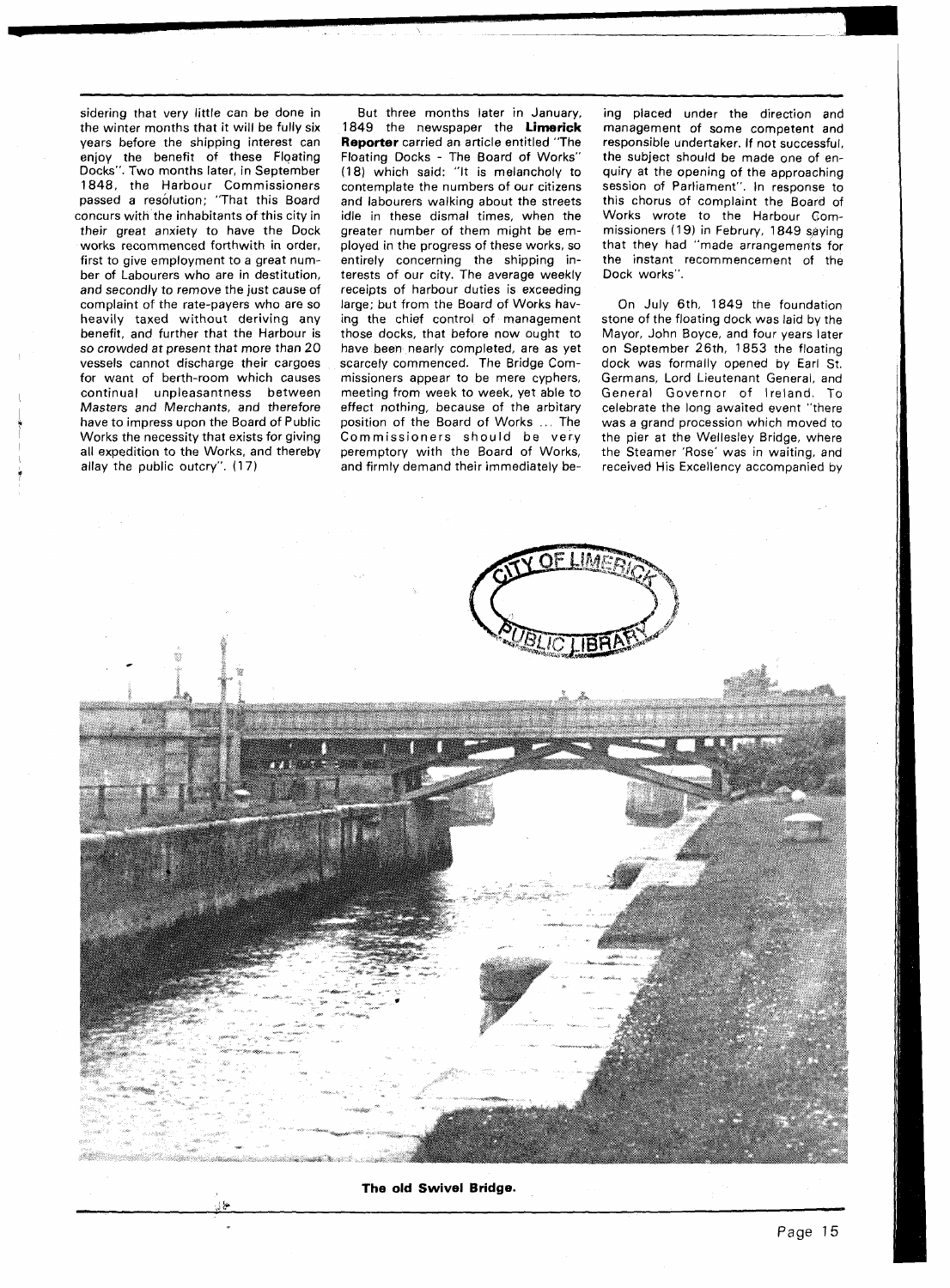sidering that very little can be done in the winter months that it will be fully six years before the shipping interest can enjoy the benefit of these Floating Docks". Two months later, in September 1848, the Harbour Commissioners passed a resolution; "That this Board concurs with the inhabitants of this city in their great anxiety to have the Dock works recommenced forthwith in order, first to give employment to a great number of Labourers who are in destitution, and secondly to remove the just cause of complaint of the rate-payers who are so heavily taxed without deriving any benefit, and further that the Harbour is so crowded at present that more than 20 vessels cannot discharge their cargoes for want of berth-room which causes continual unpleasantness between Masters and Merchants, and therefore have to impress upon the Board of Public Works the necessity that exists for giving all expedition to the Works, and thereby allay the public outcry". (17)

But three months later in January, 1849 the newspaper the **Limerick Reporter** carried an article entitled "The Floating Docks - The Board of Works" (18) which said: "It is melancholy to contemplate the numbers of our citizens and labourers walking about the streets idle in these dismal times, when the greater number of them might be employed in the progress of these works, so entirely concerning the shipping interests of our city. The average weekly receipts of harbour duties is exceeding large; but from the Board of Works having the chief control of management those docks, that before now ought to have been nearly completed, are as yet scarcely commenced. The Bridge Commissioners appear to be mere cyphers, meeting from week to week, yet able to effect nothing, because of the arbitary position of the Board of Works ... The Commissioners should be very peremptory with the Board of Works, and firmly demand their immediately being placed under the direction and management of some competent and responsible undertaker. If not successful, the subject should be made one of enquiry at the opening of the approaching session of Parliament". In response to this chorus of complaint the Board of Works wrote to the Harbour Commissioners (19) in Februry, 1849 saying that they had "made arrangements for the instant recommencement of the Dock works".

On July 6th, 1849 the foundation stone of the floating dock was laid by the Mayor, John Boyce, and four years later on September 26th, 1853 the floating dock was formally opened by Earl St. Germans, Lord Lieutenant General, and General Governor of Ireland. To celebrate the long awaited event "there was a grand procession which moved to the pier at the Wellesley Bridge, where the Steamer 'Rose' was in waiting, and received His Excellency accompanied by

**The old Swivel Bridge.**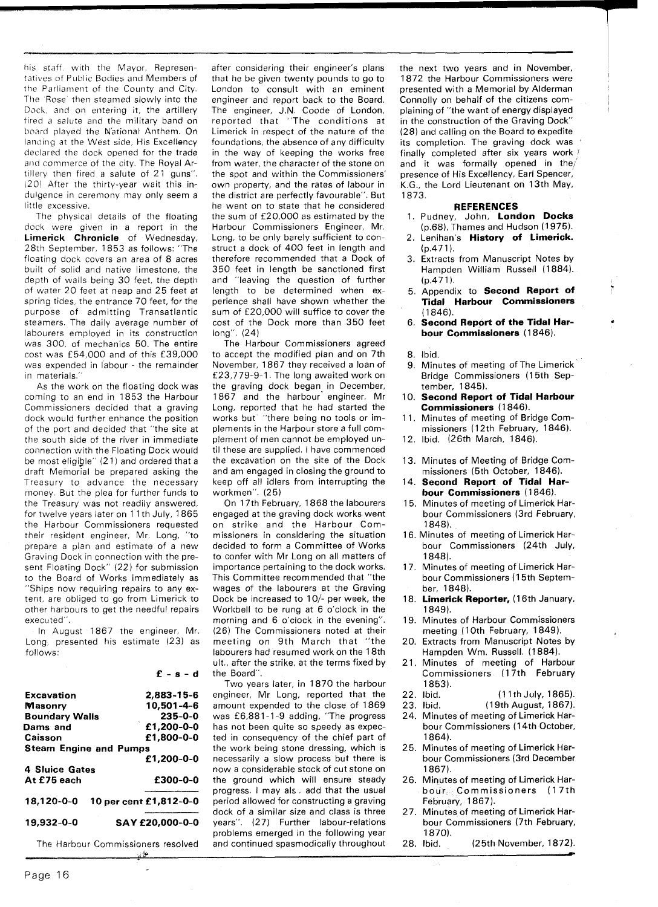his staff with the Mayor, Representatives of Public Bodies and Members of the Parliament of the County and City. The 'Rose' then steamed slowly into the Dock, and on entering it, the artillery fired a salute and the military band on board played the National Anthem. On landing at the West side, His Excellency declared the dock opened for the trade and commerce of the city. The Royal Artillery then fired a salute of 21 guns". (20) After the thirty-year wait this indulgence in ceremony may only seem a little excessive.

The physical details of the floating dock were given in a report in the **Limerick Chronicle** of Wednesday, 28th September, 1853 as follows: "The floating dock covers an area of 8 acres built of solid and native limestone, the depth of walls being 30 feet, the depth of water 20 feet at neap and 25 feet at spring tides, the entrance 70 feet, for the purpose of admitting Transatlantic steamers. The daily average number of labourers employed in its construction was 300, of mechanics 50. The entire cost was £54,000 and of this £39,000 was expended in labour - the remainder in materials."

As the work on the floating dock was coming to an end in 1853 the Harbour Commissioners decided that a graving dock would further enhance the position of the port and decided that "the site at the south side of the river in immediate connection with the Floating Dock would be most eligible" (21) and ordered that a draft Memorial be prepared asking the Treasury to advance the necessary money. But the plea for further funds to the Treasury was not readily answered, for twelve years later on 11th July, 1865 the Harbour Commissioners requested their resident engineer, Mr. Long, "to prepare a plan and estimate of a new Graving Dock in connection with the present Floating Dock" (22) for submission to the Board of Works immediately as "Ships now requiring repairs to any extent, are obliged to go from Limerick to other harbours to get the needful repairs executed".

In August 1867 the engineer, Mr. Long, presented his estimate (23) as follows:

| | £ - s - d |
|---|---|
| **Excavation** | **2,883-15-6** |
| **Masonry** | **10,501-4-6** |
| **Boundary Walls** | **235-0-0** |
| **Dams and** | **£1,200-0-0** |
| **Caisson** | **£1,800-0-0** |
| **Steam Engine and Pumps** | **£1,200-0-0** |
| **4 Sluice Gates At £75 each** | **£300-0-0** |
| **18,120-0-0 10 per cent** | **£1,812-0-0** |
| **19,932-0-0** | **SAY £20,000-0-0** |

The Harbour Commissioners resolved after considering their engineer's plans that he be given twenty pounds to go to London to consult with an eminent engineer and report back to the Board. The engineer, J.N. Coode of London, reported that "The conditions at Limerick in respect of the nature of the foundations, the absence of any difficulty in the way of keeping the works free from water, the character of the stone on the spot and within the Commissioners' own property, and the rates of labour in the district are perfectly favourable". But he went on to state that he considered the sum of £20,000 as estimated by the Harbour Commissioners Engineer, Mr. Long, to be only barely sufficient to construct a dock of 400 feet in length and therefore recommended that a Dock of 350 feet in length be sanctioned first and "leaving the question of further length to be determined when experience shall have shown whether the sum of £20,000 will suffice to cover the cost of the Dock more than 350 feet long". (24)

The Harbour Commissioners agreed to accept the modified plan and on 7th November, 1867 they received a loan of £23,779-9-1. The long awaited work on the graving dock began in December, 1867 and the harbour engineer, Mr Long, reported that he had started the works but "there being no tools or implements in the Harbour store a full complement of men cannot be employed until these are supplied. I have commenced the excavation on the site of the Dock and am engaged in closing the ground to keep off all idlers from interrupting the workmen". (25)

On 17th February, 1868 the labourers engaged at the graving dock works went on strike and the Harbour Commissioners in considering the situation decided to form a Committee of Works to confer with Mr Long on all matters of importance pertaining to the dock works. This Committee recommended that "the wages of the labourers at the Graving Dock be increased to 10/- per week, the Workbell to be rung at 6 o'clock in the morning and 6 o'clock in the evening". (26) The Commissioners noted at their meeting on 9th March that "the labourers had resumed work on the 18th ult., after the strike, at the terms fixed by the Board".

Two years later, in 1870 the harbour engineer, Mr Long, reported that the amount expended to the close of 1869 was £6,881-1-9 adding, "The progress has not been quite so speedy as expected in consequency of the chief part of the work being stone dressing, which is necessarily a slow process but there is now a considerable stock of cut stone on the ground which will ensure steady progress. I may als, add that the usual period allowed for constructing a graving dock of a similar size and class is three years". (27) Further labour-relations problems emerged in the following year and continued spasmodically throughout the next two years and in November, 1872 the Harbour Commissioners were presented with a Memorial by Alderman Connolly on behalf of the citizens complaining of "the want of energy displayed in the construction of the Graving Dock" (28) and calling on the Board to expedite its completion. The graving dock was finally completed after six years work and it was formally opened in the presence of His Excellency, Earl Spencer, K.G., the Lord Lieutenant on 13th May, 1873.

## REFERENCES

1. Pudney, John, **London Docks** (p.68), Thames and Hudson (1975).
2. Lenihan's **History of Limerick.** (p.471).
3. Extracts from Manuscript Notes by Hampden William Russell (1884). (p.471).
5. Appendix to **Second Report of Tidal Harbour Commissioners** (1846).
6. **Second Report of the Tidal Harbour Commissioners** (1846).
8. Ibid.
9. Minutes of meeting of The Limerick Bridge Commissioners (15th September, 1845).
10. **Second Report of Tidal Harbour Commissioners** (1846).
11. Minutes of meeting of Bridge Commissioners (12th February, 1846).
12. Ibid. (26th March, 1846).
13. Minutes of Meeting of Bridge Commissioners (5th October, 1846).
14. **Second Report of Tidal Harbour Commissioners** (1846).
15. Minutes of meeting of Limerick Harbour Commissioners (3rd February, 1848).
16. Minutes of meeting of Limerick Harbour Commissioners (24th July, 1848).
17. Minutes of meeting of Limerick Harbour Commissioners (15th September, 1848).
18. **Limerick Reporter,** (16th January, 1849).
19. Minutes of Harbour Commissioners meeting (10th February, 1849).
20. Extracts from Manuscript Notes by Hampden Wm. Russell. (1884).
21. Minutes of meeting of Harbour Commissioners (17th February 1853).
22. Ibid. (11th July, 1865).
23. Ibid. (19th August, 1867).
24. Minutes of meeting of Limerick Harbour Commissioners (14th October, 1864).
25. Minutes of meeting of Limerick Harbour Commissioners (3rd December 1867).
26. Minutes of meeting of Limerick Harbour Commissioners (17th February, 1867).
27. Minutes of meeting of Limerick Harbour Commissioners (7th February, 1870).
28. Ibid. (25th November, 1872).